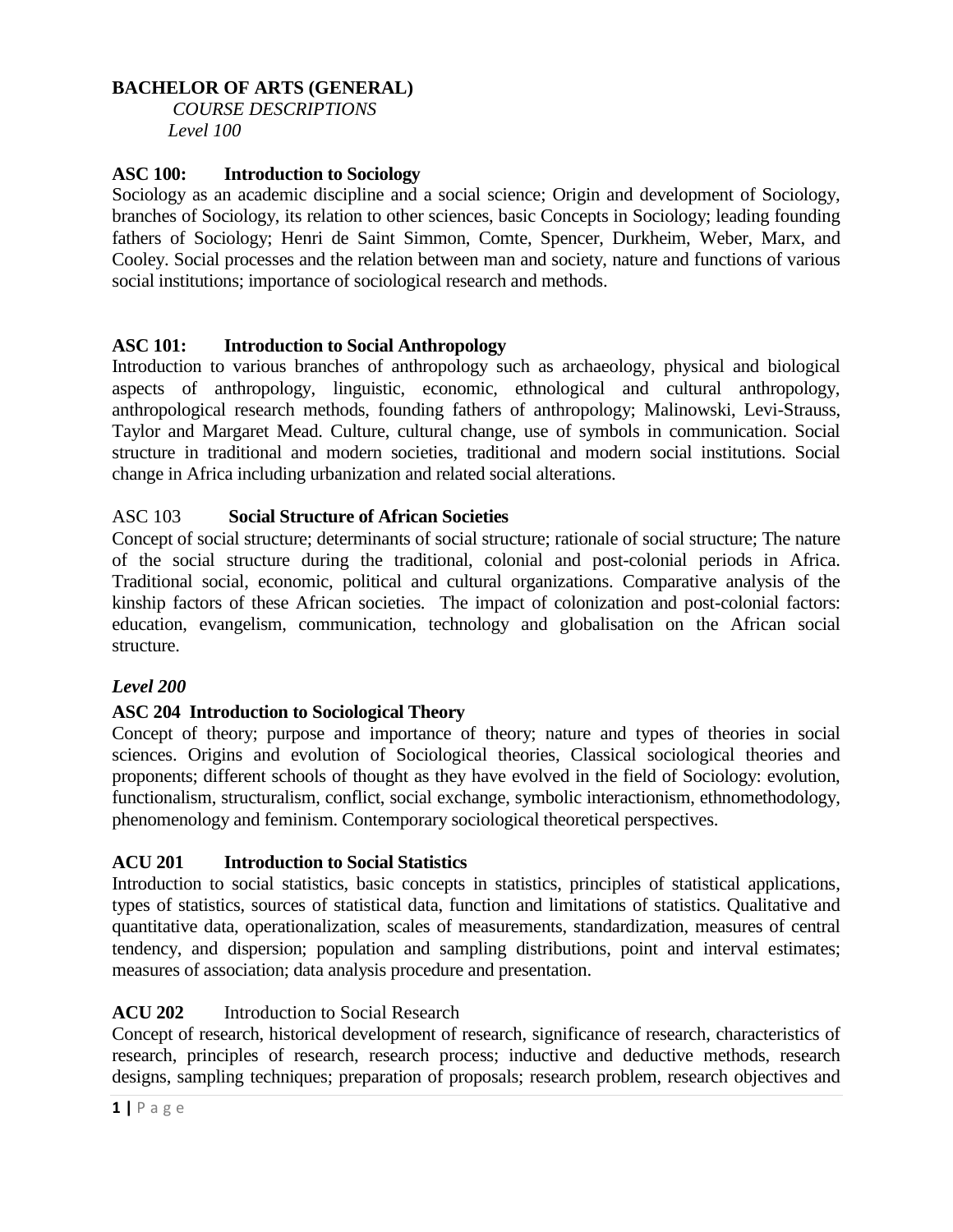**BACHELOR OF ARTS (GENERAL)**

*COURSE DESCRIPTIONS*

*Level 100*

**ASC 100: Introduction to Sociology**

Sociology as an academic discipline and a social science; Origin and development of Sociology, branches of Sociology, its relation to other sciences, basic Concepts in Sociology; leading founding fathers of Sociology; Henri de Saint Simmon, Comte, Spencer, Durkheim, Weber, Marx, and Cooley. Social processes and the relation between man and society, nature and functions of various social institutions; importance of sociological research and methods.

**ASC 101: Introduction to Social Anthropology**

Introduction to various branches of anthropology such as archaeology, physical and biological aspects of anthropology, linguistic, economic, ethnological and cultural anthropology, anthropological research methods, founding fathers of anthropology; Malinowski, Levi-Strauss, Taylor and Margaret Mead. Culture, cultural change, use of symbols in communication. Social structure in traditional and modern societies, traditional and modern social institutions. Social change in Africa including urbanization and related social alterations.

ASC 103 **Social Structure of African Societies**

Concept of social structure; determinants of social structure; rationale of social structure; The nature of the social structure during the traditional, colonial and post-colonial periods in Africa. Traditional social, economic, political and cultural organizations. Comparative analysis of the kinship factors of these African societies. The impact of colonization and post-colonial factors: education, evangelism, communication, technology and globalisation on the African social structure.

***Level 200***

**ASC 204 Introduction to Sociological Theory**

Concept of theory; purpose and importance of theory; nature and types of theories in social sciences. Origins and evolution of Sociological theories, Classical sociological theories and proponents; different schools of thought as they have evolved in the field of Sociology: evolution, functionalism, structuralism, conflict, social exchange, symbolic interactionism, ethnomethodology, phenomenology and feminism. Contemporary sociological theoretical perspectives.

**ACU 201 Introduction to Social Statistics**

Introduction to social statistics, basic concepts in statistics, principles of statistical applications, types of statistics, sources of statistical data, function and limitations of statistics. Qualitative and quantitative data, operationalization, scales of measurements, standardization, measures of central tendency, and dispersion; population and sampling distributions, point and interval estimates; measures of association; data analysis procedure and presentation.

**ACU 202** Introduction to Social Research

Concept of research, historical development of research, significance of research, characteristics of research, principles of research, research process; inductive and deductive methods, research designs, sampling techniques; preparation of proposals; research problem, research objectives and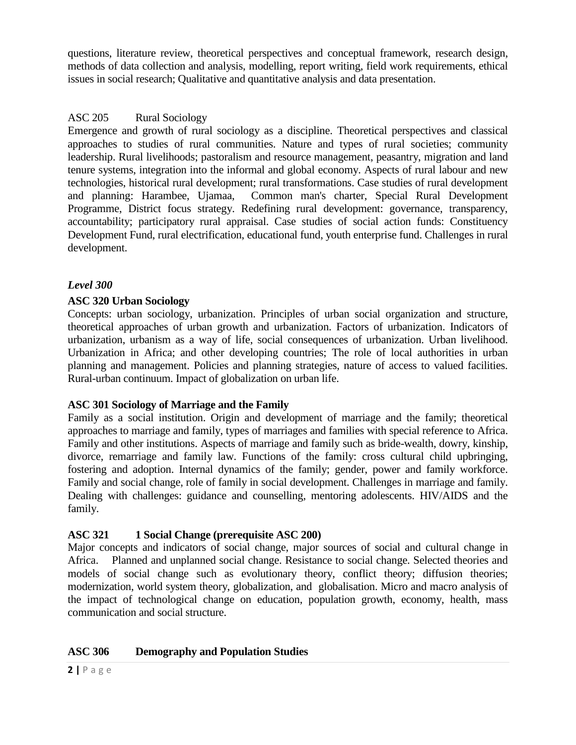questions, literature review, theoretical perspectives and conceptual framework, research design, methods of data collection and analysis, modelling, report writing, field work requirements, ethical issues in social research; Qualitative and quantitative analysis and data presentation.

ASC 205 Rural Sociology

Emergence and growth of rural sociology as a discipline. Theoretical perspectives and classical approaches to studies of rural communities. Nature and types of rural societies; community leadership. Rural livelihoods; pastoralism and resource management, peasantry, migration and land tenure systems, integration into the informal and global economy. Aspects of rural labour and new technologies, historical rural development; rural transformations. Case studies of rural development and planning: Harambee, Ujamaa, Common man's charter, Special Rural Development Programme, District focus strategy. Redefining rural development: governance, transparency, accountability; participatory rural appraisal. Case studies of social action funds: Constituency Development Fund, rural electrification, educational fund, youth enterprise fund. Challenges in rural development.

### *Level 300*

**ASC 320 Urban Sociology**

Concepts: urban sociology, urbanization. Principles of urban social organization and structure, theoretical approaches of urban growth and urbanization. Factors of urbanization. Indicators of urbanization, urbanism as a way of life, social consequences of urbanization. Urban livelihood. Urbanization in Africa; and other developing countries; The role of local authorities in urban planning and management. Policies and planning strategies, nature of access to valued facilities. Rural-urban continuum. Impact of globalization on urban life.

**ASC 301 Sociology of Marriage and the Family**

Family as a social institution. Origin and development of marriage and the family; theoretical approaches to marriage and family, types of marriages and families with special reference to Africa. Family and other institutions. Aspects of marriage and family such as bride-wealth, dowry, kinship, divorce, remarriage and family law. Functions of the family: cross cultural child upbringing, fostering and adoption. Internal dynamics of the family; gender, power and family workforce. Family and social change, role of family in social development. Challenges in marriage and family. Dealing with challenges: guidance and counselling, mentoring adolescents. HIV/AIDS and the family.

**ASC 321 1 Social Change (prerequisite ASC 200)**

Major concepts and indicators of social change, major sources of social and cultural change in Africa. Planned and unplanned social change. Resistance to social change. Selected theories and models of social change such as evolutionary theory, conflict theory; diffusion theories; modernization, world system theory, globalization, and globalisation. Micro and macro analysis of the impact of technological change on education, population growth, economy, health, mass communication and social structure.

**ASC 306 Demography and Population Studies**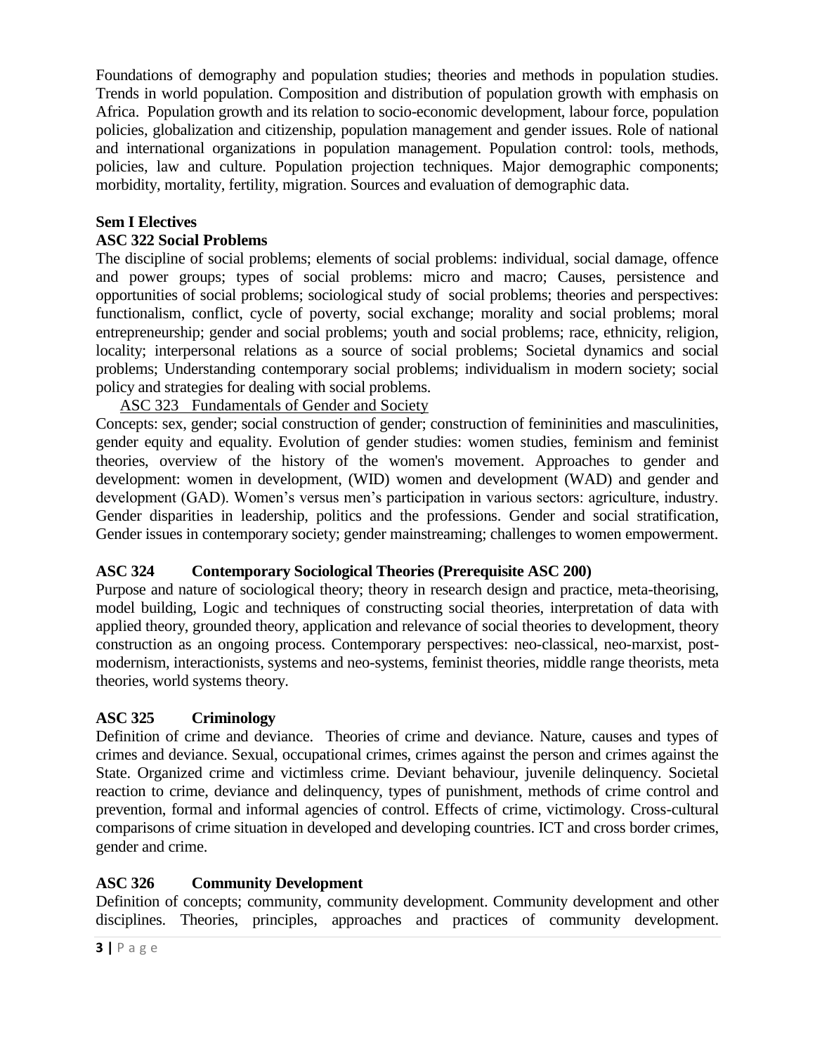Foundations of demography and population studies; theories and methods in population studies. Trends in world population. Composition and distribution of population growth with emphasis on Africa. Population growth and its relation to socio-economic development, labour force, population policies, globalization and citizenship, population management and gender issues. Role of national and international organizations in population management. Population control: tools, methods, policies, law and culture. Population projection techniques. Major demographic components; morbidity, mortality, fertility, migration. Sources and evaluation of demographic data.

**Sem I Electives**

**ASC 322 Social Problems**

The discipline of social problems; elements of social problems: individual, social damage, offence and power groups; types of social problems: micro and macro; Causes, persistence and opportunities of social problems; sociological study of social problems; theories and perspectives: functionalism, conflict, cycle of poverty, social exchange; morality and social problems; moral entrepreneurship; gender and social problems; youth and social problems; race, ethnicity, religion, locality; interpersonal relations as a source of social problems; Societal dynamics and social problems; Understanding contemporary social problems; individualism in modern society; social policy and strategies for dealing with social problems.

<u>ASC 323 Fundamentals of Gender and Society</u>

Concepts: sex, gender; social construction of gender; construction of femininities and masculinities, gender equity and equality. Evolution of gender studies: women studies, feminism and feminist theories, overview of the history of the women's movement. Approaches to gender and development: women in development, (WID) women and development (WAD) and gender and development (GAD). Women's versus men's participation in various sectors: agriculture, industry. Gender disparities in leadership, politics and the professions. Gender and social stratification, Gender issues in contemporary society; gender mainstreaming; challenges to women empowerment.

**ASC 324 Contemporary Sociological Theories (Prerequisite ASC 200)**

Purpose and nature of sociological theory; theory in research design and practice, meta-theorising, model building, Logic and techniques of constructing social theories, interpretation of data with applied theory, grounded theory, application and relevance of social theories to development, theory construction as an ongoing process. Contemporary perspectives: neo-classical, neo-marxist, post-modernism, interactionists, systems and neo-systems, feminist theories, middle range theorists, meta theories, world systems theory.

**ASC 325 Criminology**

Definition of crime and deviance. Theories of crime and deviance. Nature, causes and types of crimes and deviance. Sexual, occupational crimes, crimes against the person and crimes against the State. Organized crime and victimless crime. Deviant behaviour, juvenile delinquency. Societal reaction to crime, deviance and delinquency, types of punishment, methods of crime control and prevention, formal and informal agencies of control. Effects of crime, victimology. Cross-cultural comparisons of crime situation in developed and developing countries. ICT and cross border crimes, gender and crime.

**ASC 326 Community Development**

Definition of concepts; community, community development. Community development and other disciplines. Theories, principles, approaches and practices of community development.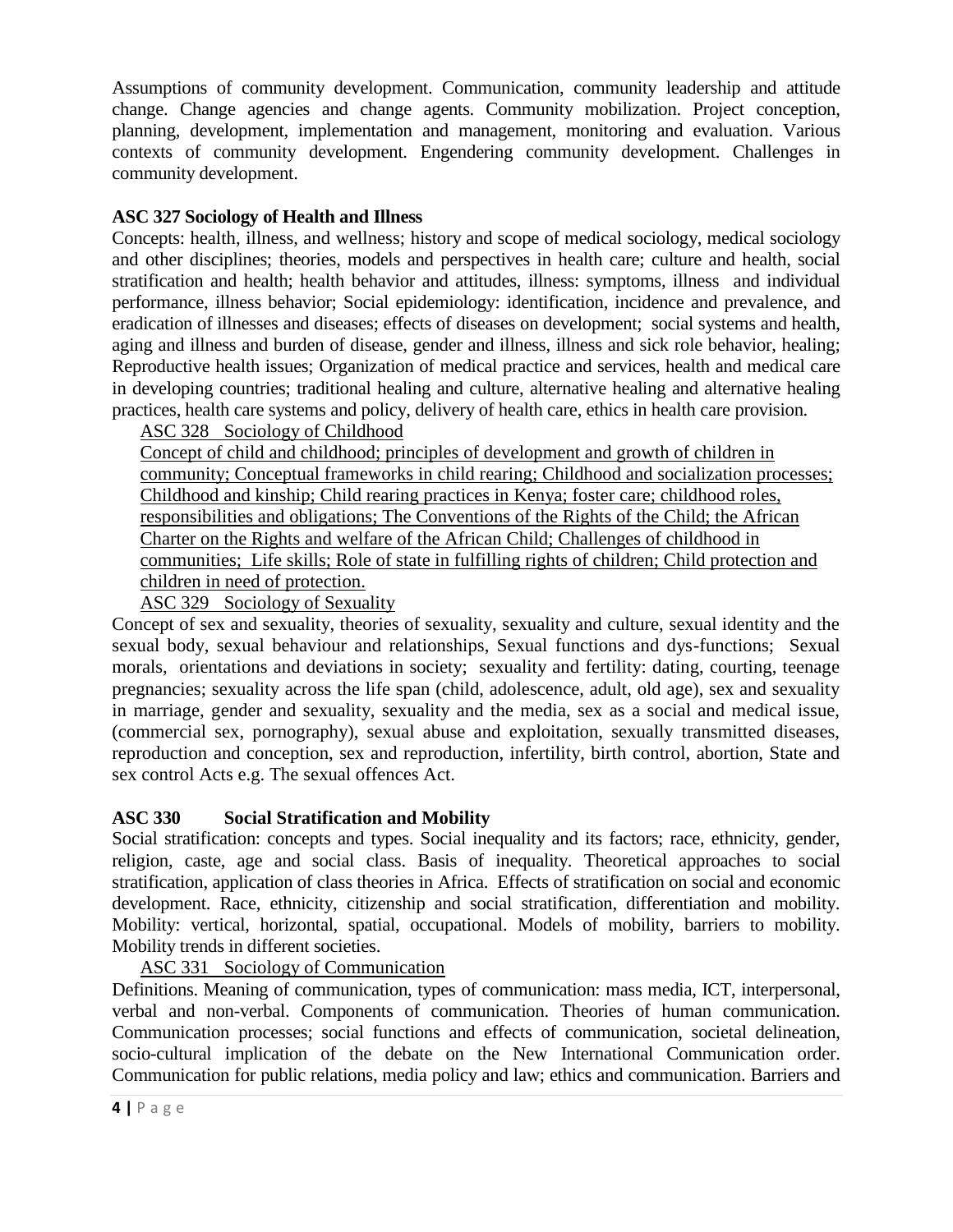Assumptions of community development. Communication, community leadership and attitude change. Change agencies and change agents. Community mobilization. Project conception, planning, development, implementation and management, monitoring and evaluation. Various contexts of community development. Engendering community development. Challenges in community development.

**ASC 327 Sociology of Health and Illness**

Concepts: health, illness, and wellness; history and scope of medical sociology, medical sociology and other disciplines; theories, models and perspectives in health care; culture and health, social stratification and health; health behavior and attitudes, illness: symptoms, illness and individual performance, illness behavior; Social epidemiology: identification, incidence and prevalence, and eradication of illnesses and diseases; effects of diseases on development; social systems and health, aging and illness and burden of disease, gender and illness, illness and sick role behavior, healing; Reproductive health issues; Organization of medical practice and services, health and medical care in developing countries; traditional healing and culture, alternative healing and alternative healing practices, health care systems and policy, delivery of health care, ethics in health care provision.

ASC 328 Sociology of Childhood

Concept of child and childhood; principles of development and growth of children in community; Conceptual frameworks in child rearing; Childhood and socialization processes; Childhood and kinship; Child rearing practices in Kenya; foster care; childhood roles, responsibilities and obligations; The Conventions of the Rights of the Child; the African Charter on the Rights and welfare of the African Child; Challenges of childhood in communities; Life skills; Role of state in fulfilling rights of children; Child protection and children in need of protection.

ASC 329 Sociology of Sexuality

Concept of sex and sexuality, theories of sexuality, sexuality and culture, sexual identity and the sexual body, sexual behaviour and relationships, Sexual functions and dys-functions; Sexual morals, orientations and deviations in society; sexuality and fertility: dating, courting, teenage pregnancies; sexuality across the life span (child, adolescence, adult, old age), sex and sexuality in marriage, gender and sexuality, sexuality and the media, sex as a social and medical issue, (commercial sex, pornography), sexual abuse and exploitation, sexually transmitted diseases, reproduction and conception, sex and reproduction, infertility, birth control, abortion, State and sex control Acts e.g. The sexual offences Act.

**ASC 330 Social Stratification and Mobility**

Social stratification: concepts and types. Social inequality and its factors; race, ethnicity, gender, religion, caste, age and social class. Basis of inequality. Theoretical approaches to social stratification, application of class theories in Africa. Effects of stratification on social and economic development. Race, ethnicity, citizenship and social stratification, differentiation and mobility. Mobility: vertical, horizontal, spatial, occupational. Models of mobility, barriers to mobility. Mobility trends in different societies.

ASC 331 Sociology of Communication

Definitions. Meaning of communication, types of communication: mass media, ICT, interpersonal, verbal and non-verbal. Components of communication. Theories of human communication. Communication processes; social functions and effects of communication, societal delineation, socio-cultural implication of the debate on the New International Communication order. Communication for public relations, media policy and law; ethics and communication. Barriers and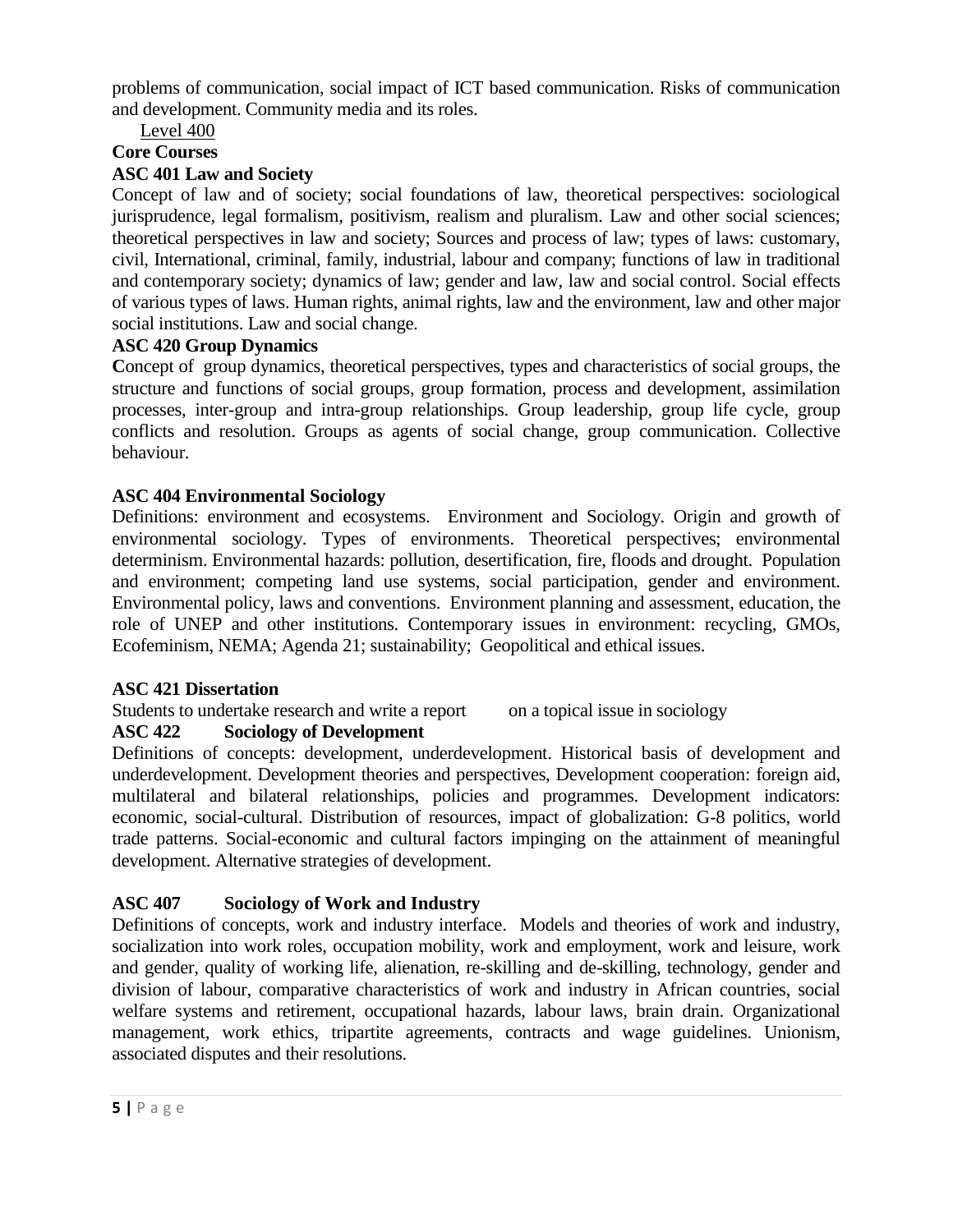problems of communication, social impact of ICT based communication. Risks of communication and development. Community media and its roles.

Level 400

**Core Courses**

**ASC 401 Law and Society**

Concept of law and of society; social foundations of law, theoretical perspectives: sociological jurisprudence, legal formalism, positivism, realism and pluralism. Law and other social sciences; theoretical perspectives in law and society; Sources and process of law; types of laws: customary, civil, International, criminal, family, industrial, labour and company; functions of law in traditional and contemporary society; dynamics of law; gender and law, law and social control. Social effects of various types of laws. Human rights, animal rights, law and the environment, law and other major social institutions. Law and social change.

**ASC 420 Group Dynamics**

**C**oncept of group dynamics, theoretical perspectives, types and characteristics of social groups, the structure and functions of social groups, group formation, process and development, assimilation processes, inter-group and intra-group relationships. Group leadership, group life cycle, group conflicts and resolution. Groups as agents of social change, group communication. Collective behaviour.

**ASC 404 Environmental Sociology**

Definitions: environment and ecosystems. Environment and Sociology. Origin and growth of environmental sociology. Types of environments. Theoretical perspectives; environmental determinism. Environmental hazards: pollution, desertification, fire, floods and drought. Population and environment; competing land use systems, social participation, gender and environment. Environmental policy, laws and conventions. Environment planning and assessment, education, the role of UNEP and other institutions. Contemporary issues in environment: recycling, GMOs, Ecofeminism, NEMA; Agenda 21; sustainability; Geopolitical and ethical issues.

**ASC 421 Dissertation**

Students to undertake research and write a report on a topical issue in sociology

**ASC 422 Sociology of Development**

Definitions of concepts: development, underdevelopment. Historical basis of development and underdevelopment. Development theories and perspectives, Development cooperation: foreign aid, multilateral and bilateral relationships, policies and programmes. Development indicators: economic, social-cultural. Distribution of resources, impact of globalization: G-8 politics, world trade patterns. Social-economic and cultural factors impinging on the attainment of meaningful development. Alternative strategies of development.

**ASC 407 Sociology of Work and Industry**

Definitions of concepts, work and industry interface. Models and theories of work and industry, socialization into work roles, occupation mobility, work and employment, work and leisure, work and gender, quality of working life, alienation, re-skilling and de-skilling, technology, gender and division of labour, comparative characteristics of work and industry in African countries, social welfare systems and retirement, occupational hazards, labour laws, brain drain. Organizational management, work ethics, tripartite agreements, contracts and wage guidelines. Unionism, associated disputes and their resolutions.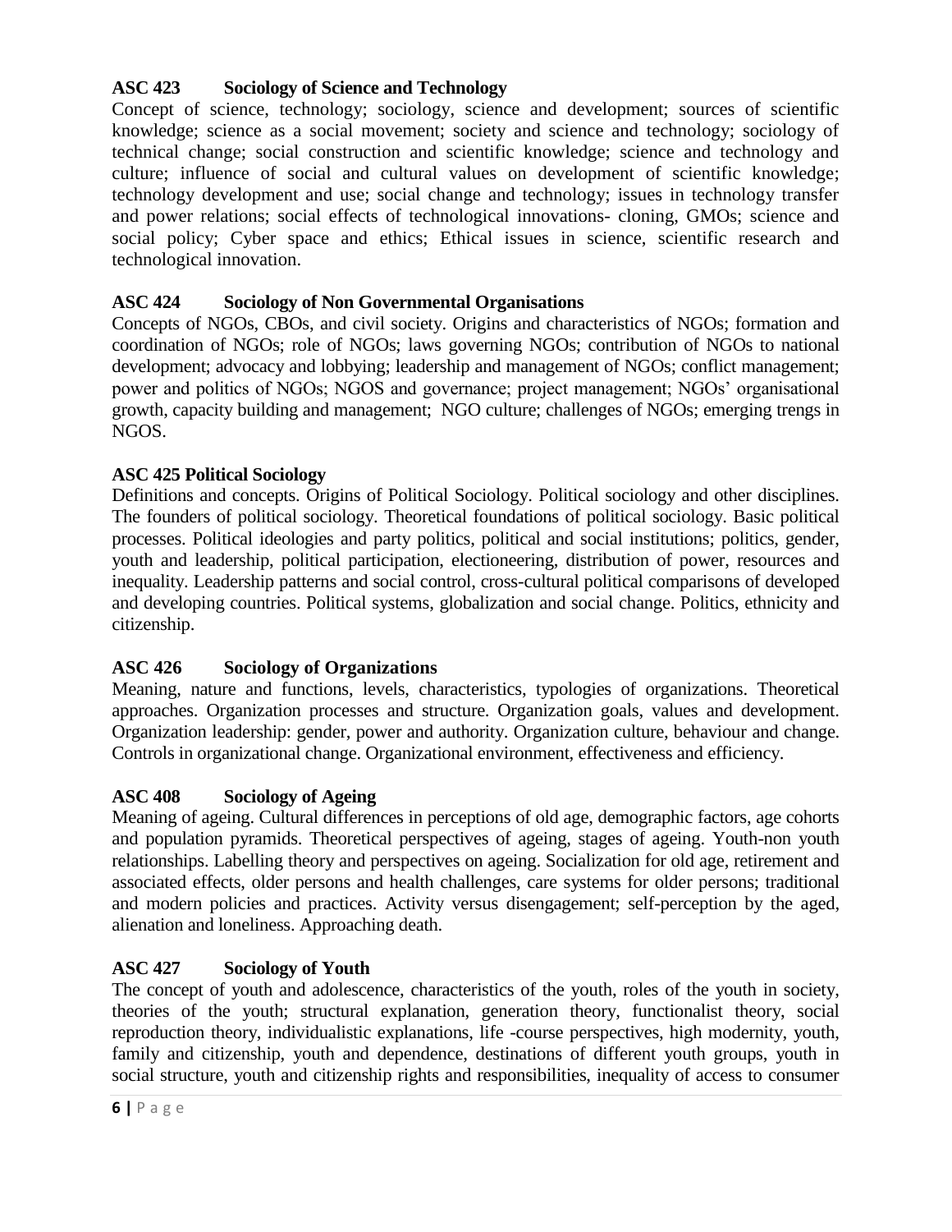**ASC 423 Sociology of Science and Technology**

Concept of science, technology; sociology, science and development; sources of scientific knowledge; science as a social movement; society and science and technology; sociology of technical change; social construction and scientific knowledge; science and technology and culture; influence of social and cultural values on development of scientific knowledge; technology development and use; social change and technology; issues in technology transfer and power relations; social effects of technological innovations- cloning, GMOs; science and social policy; Cyber space and ethics; Ethical issues in science, scientific research and technological innovation.

**ASC 424 Sociology of Non Governmental Organisations**

Concepts of NGOs, CBOs, and civil society. Origins and characteristics of NGOs; formation and coordination of NGOs; role of NGOs; laws governing NGOs; contribution of NGOs to national development; advocacy and lobbying; leadership and management of NGOs; conflict management; power and politics of NGOs; NGOS and governance; project management; NGOs' organisational growth, capacity building and management; NGO culture; challenges of NGOs; emerging trengs in NGOS.

**ASC 425 Political Sociology**

Definitions and concepts. Origins of Political Sociology. Political sociology and other disciplines. The founders of political sociology. Theoretical foundations of political sociology. Basic political processes. Political ideologies and party politics, political and social institutions; politics, gender, youth and leadership, political participation, electioneering, distribution of power, resources and inequality. Leadership patterns and social control, cross-cultural political comparisons of developed and developing countries. Political systems, globalization and social change. Politics, ethnicity and citizenship.

**ASC 426 Sociology of Organizations**

Meaning, nature and functions, levels, characteristics, typologies of organizations. Theoretical approaches. Organization processes and structure. Organization goals, values and development. Organization leadership: gender, power and authority. Organization culture, behaviour and change. Controls in organizational change. Organizational environment, effectiveness and efficiency.

**ASC 408 Sociology of Ageing**

Meaning of ageing. Cultural differences in perceptions of old age, demographic factors, age cohorts and population pyramids. Theoretical perspectives of ageing, stages of ageing. Youth-non youth relationships. Labelling theory and perspectives on ageing. Socialization for old age, retirement and associated effects, older persons and health challenges, care systems for older persons; traditional and modern policies and practices. Activity versus disengagement; self-perception by the aged, alienation and loneliness. Approaching death.

**ASC 427 Sociology of Youth**

The concept of youth and adolescence, characteristics of the youth, roles of the youth in society, theories of the youth; structural explanation, generation theory, functionalist theory, social reproduction theory, individualistic explanations, life -course perspectives, high modernity, youth, family and citizenship, youth and dependence, destinations of different youth groups, youth in social structure, youth and citizenship rights and responsibilities, inequality of access to consumer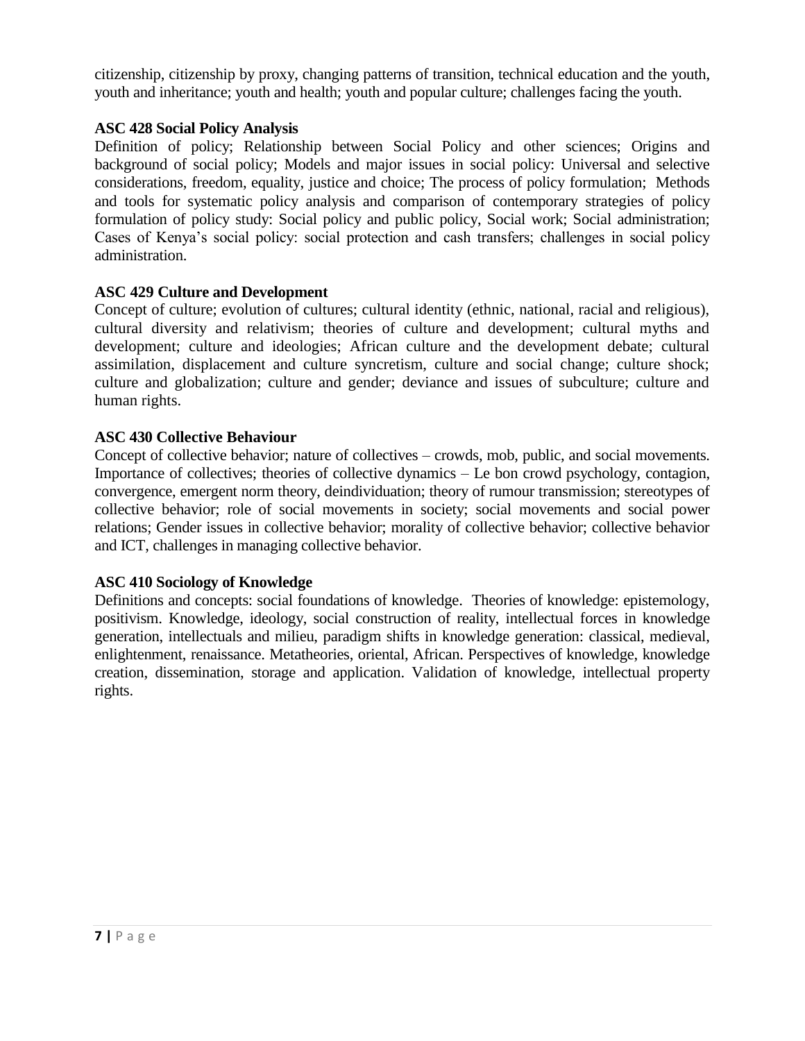citizenship, citizenship by proxy, changing patterns of transition, technical education and the youth, youth and inheritance; youth and health; youth and popular culture; challenges facing the youth.

**ASC 428 Social Policy Analysis**

Definition of policy; Relationship between Social Policy and other sciences; Origins and background of social policy; Models and major issues in social policy: Universal and selective considerations, freedom, equality, justice and choice; The process of policy formulation; Methods and tools for systematic policy analysis and comparison of contemporary strategies of policy formulation of policy study: Social policy and public policy, Social work; Social administration; Cases of Kenya's social policy: social protection and cash transfers; challenges in social policy administration.

**ASC 429 Culture and Development**

Concept of culture; evolution of cultures; cultural identity (ethnic, national, racial and religious), cultural diversity and relativism; theories of culture and development; cultural myths and development; culture and ideologies; African culture and the development debate; cultural assimilation, displacement and culture syncretism, culture and social change; culture shock; culture and globalization; culture and gender; deviance and issues of subculture; culture and human rights.

**ASC 430 Collective Behaviour**

Concept of collective behavior; nature of collectives – crowds, mob, public, and social movements. Importance of collectives; theories of collective dynamics – Le bon crowd psychology, contagion, convergence, emergent norm theory, deindividuation; theory of rumour transmission; stereotypes of collective behavior; role of social movements in society; social movements and social power relations; Gender issues in collective behavior; morality of collective behavior; collective behavior and ICT, challenges in managing collective behavior.

**ASC 410 Sociology of Knowledge**

Definitions and concepts: social foundations of knowledge. Theories of knowledge: epistemology, positivism. Knowledge, ideology, social construction of reality, intellectual forces in knowledge generation, intellectuals and milieu, paradigm shifts in knowledge generation: classical, medieval, enlightenment, renaissance. Metatheories, oriental, African. Perspectives of knowledge, knowledge creation, dissemination, storage and application. Validation of knowledge, intellectual property rights.